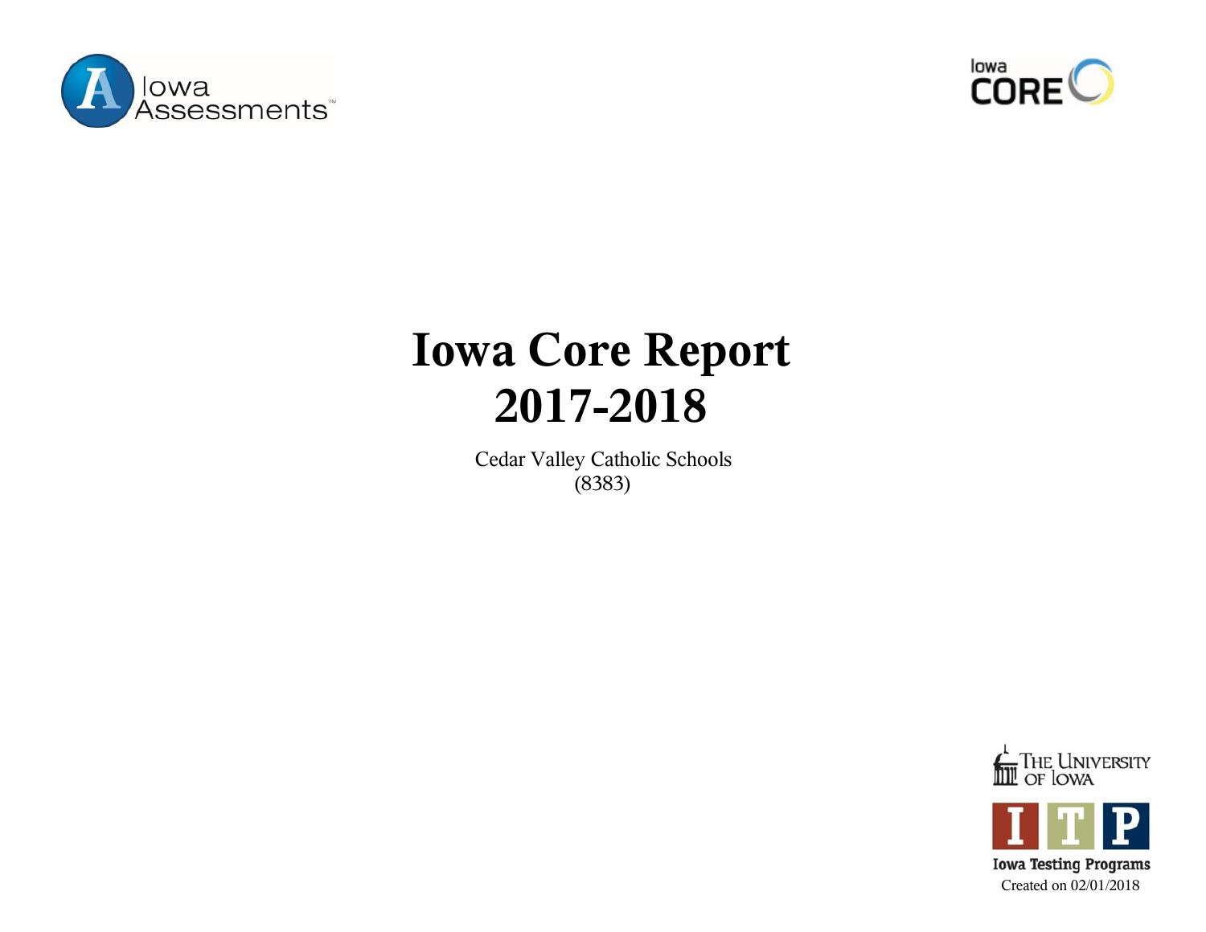Iowa Assessments

Iowa CORE

# Iowa Core Report
# 2017-2018

Cedar Valley Catholic Schools
(8383)

The University of Iowa

ITP

Iowa Testing Programs

Created on 02/01/2018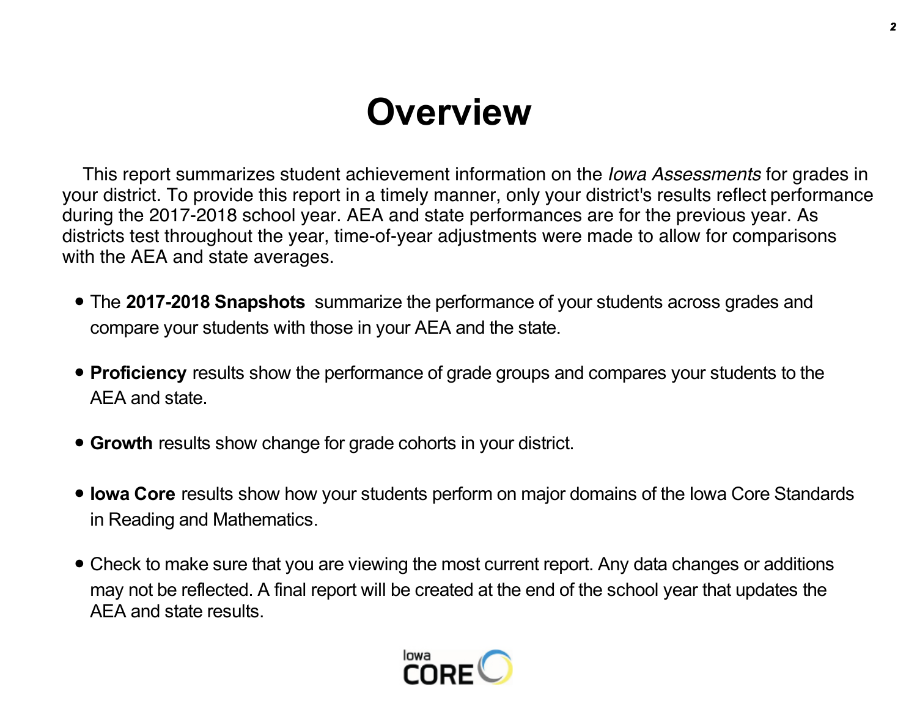# Overview

This report summarizes student achievement information on the *Iowa Assessments* for grades in your district. To provide this report in a timely manner, only your district's results reflect performance during the 2017-2018 school year. AEA and state performances are for the previous year. As districts test throughout the year, time-of-year adjustments were made to allow for comparisons with the AEA and state averages.

- The **2017-2018 Snapshots** summarize the performance of your students across grades and compare your students with those in your AEA and the state.
- **Proficiency** results show the performance of grade groups and compares your students to the AEA and state.
- **Growth** results show change for grade cohorts in your district.
- **Iowa Core** results show how your students perform on major domains of the Iowa Core Standards in Reading and Mathematics.
- Check to make sure that you are viewing the most current report. Any data changes or additions may not be reflected. A final report will be created at the end of the school year that updates the AEA and state results.

Iowa CORE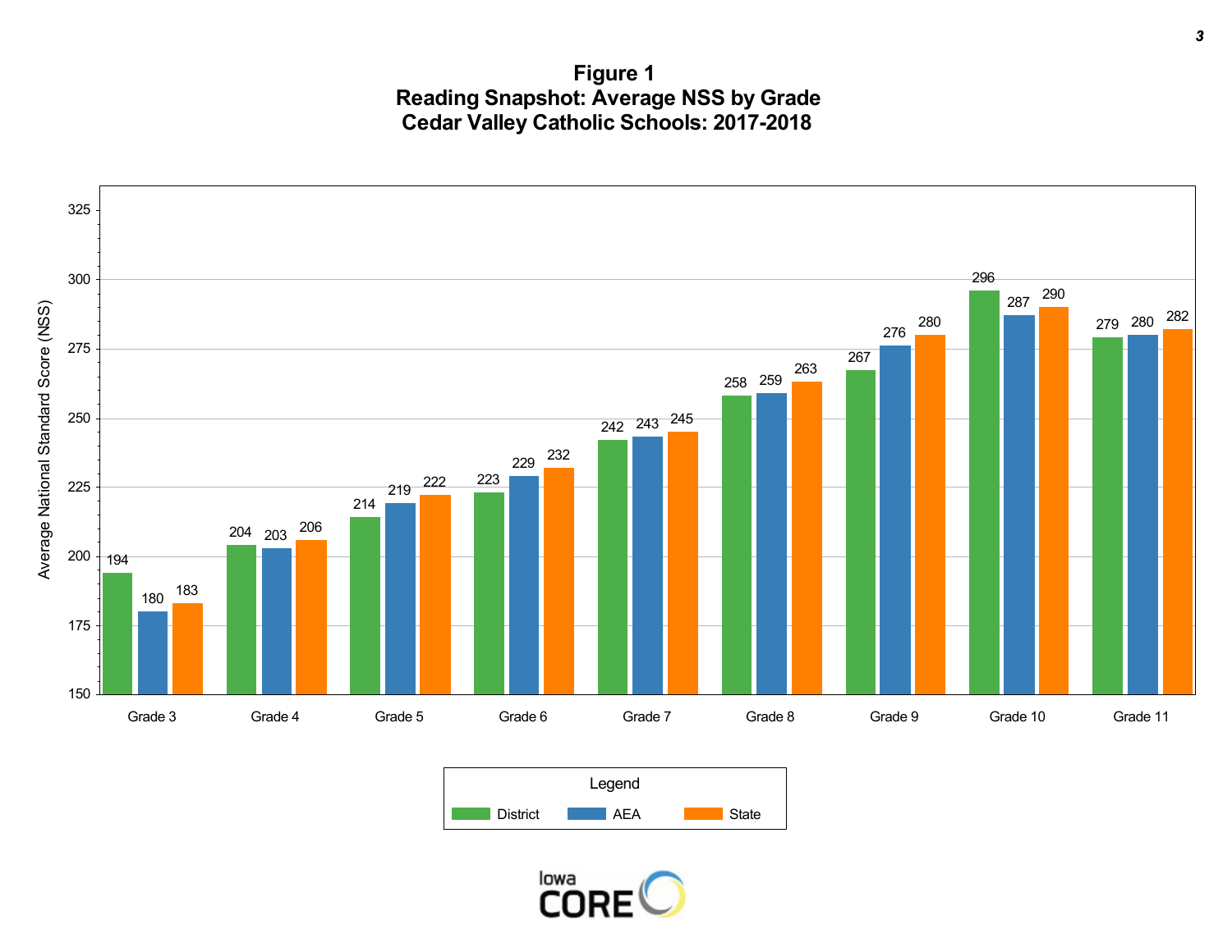# Figure 1
## Reading Snapshot: Average NSS by Grade
## Cedar Valley Catholic Schools: 2017-2018

| Grade | District | AEA | State |
|---|---|---|---|
| Grade 3 | 194 | 180 | 183 |
| Grade 4 | 204 | 203 | 206 |
| Grade 5 | 214 | 219 | 222 |
| Grade 6 | 223 | 229 | 232 |
| Grade 7 | 242 | 243 | 245 |
| Grade 8 | 258 | 259 | 263 |
| Grade 9 | 267 | 276 | 280 |
| Grade 10 | 296 | 287 | 290 |
| Grade 11 | 279 | 280 | 282 |

Average National Standard Score (NSS)

Legend: District, AEA, State

Iowa CORE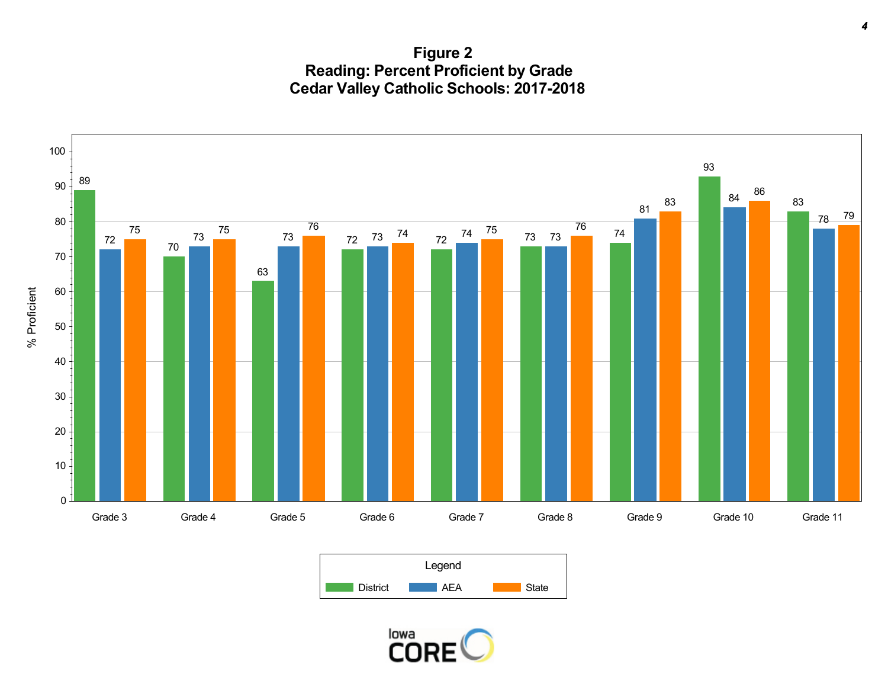# Figure 2
## Reading: Percent Proficient by Grade
## Cedar Valley Catholic Schools: 2017-2018

| | District | AEA | State |
|---|---|---|---|
| Grade 3 | 89 | 72 | 75 |
| Grade 4 | 70 | 73 | 75 |
| Grade 5 | 63 | 73 | 76 |
| Grade 6 | 72 | 73 | 74 |
| Grade 7 | 72 | 74 | 75 |
| Grade 8 | 73 | 73 | 76 |
| Grade 9 | 74 | 81 | 83 |
| Grade 10 | 93 | 84 | 86 |
| Grade 11 | 83 | 78 | 79 |

% Proficient

Legend: District, AEA, State

Iowa CORE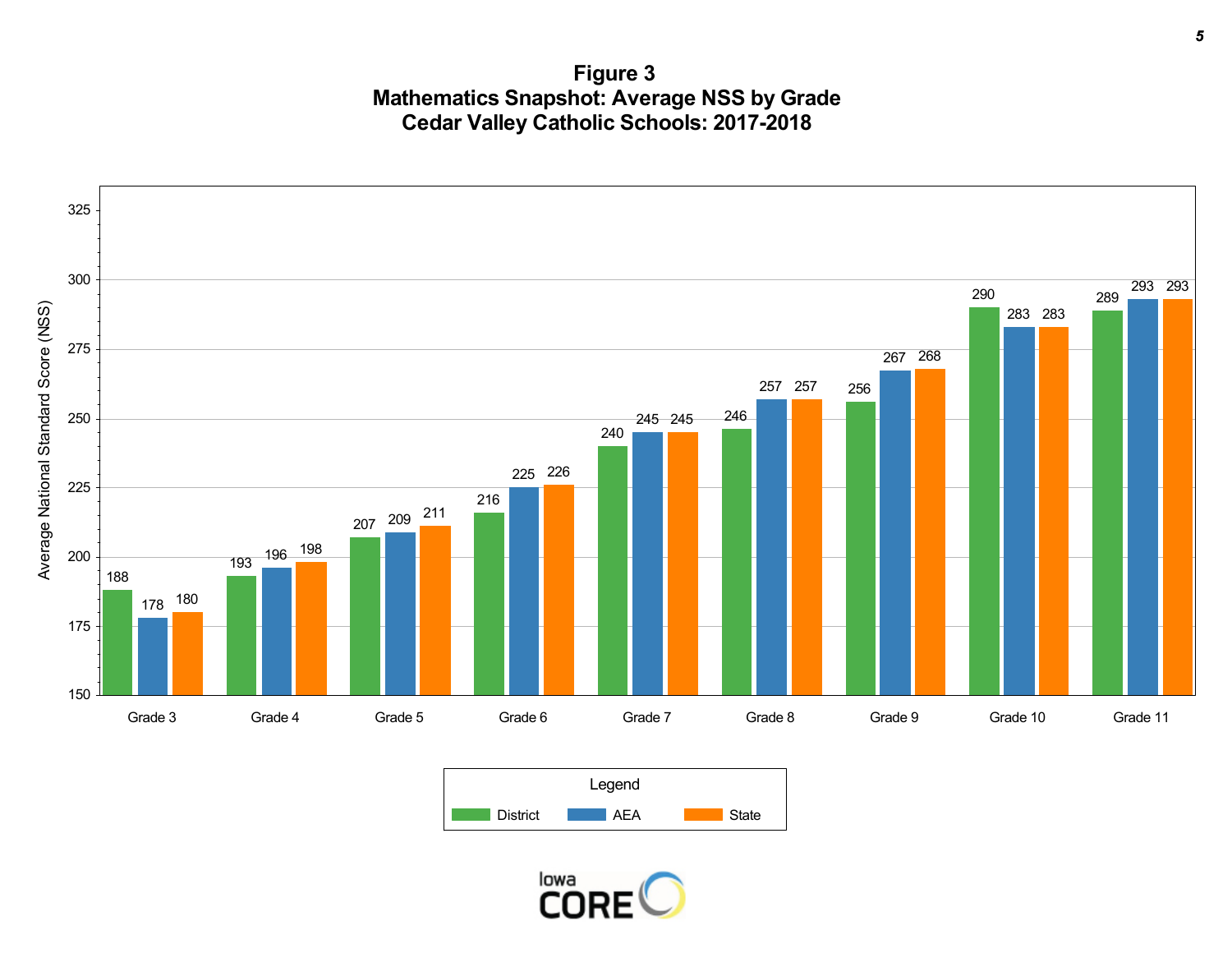**Figure 3**
**Mathematics Snapshot: Average NSS by Grade**
**Cedar Valley Catholic Schools: 2017-2018**

| Grade | District | AEA | State |
|---|---|---|---|
| Grade 3 | 188 | 178 | 180 |
| Grade 4 | 193 | 196 | 198 |
| Grade 5 | 207 | 209 | 211 |
| Grade 6 | 216 | 225 | 226 |
| Grade 7 | 240 | 245 | 245 |
| Grade 8 | 246 | 257 | 257 |
| Grade 9 | 256 | 267 | 268 |
| Grade 10 | 290 | 283 | 283 |
| Grade 11 | 289 | 293 | 293 |

Average National Standard Score (NSS)

Legend: District, AEA, State

Iowa CORE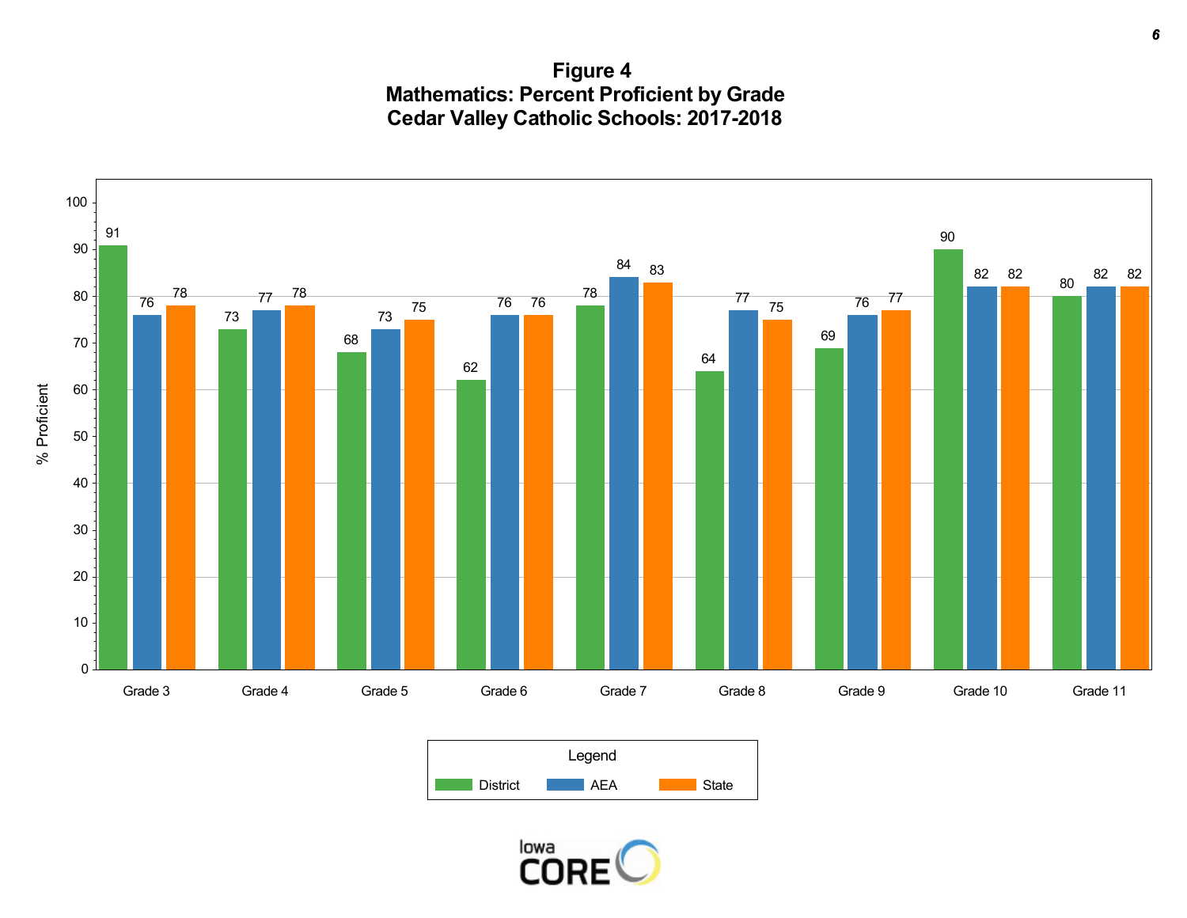# Figure 4
## Mathematics: Percent Proficient by Grade
## Cedar Valley Catholic Schools: 2017-2018

| Grade | District | AEA | State |
|---|---|---|---|
| Grade 3 | 91 | 76 | 78 |
| Grade 4 | 73 | 77 | 78 |
| Grade 5 | 68 | 73 | 75 |
| Grade 6 | 62 | 76 | 76 |
| Grade 7 | 78 | 84 | 83 |
| Grade 8 | 64 | 77 | 75 |
| Grade 9 | 69 | 76 | 77 |
| Grade 10 | 90 | 82 | 82 |
| Grade 11 | 80 | 82 | 82 |

% Proficient

Legend: District, AEA, State

Iowa CORE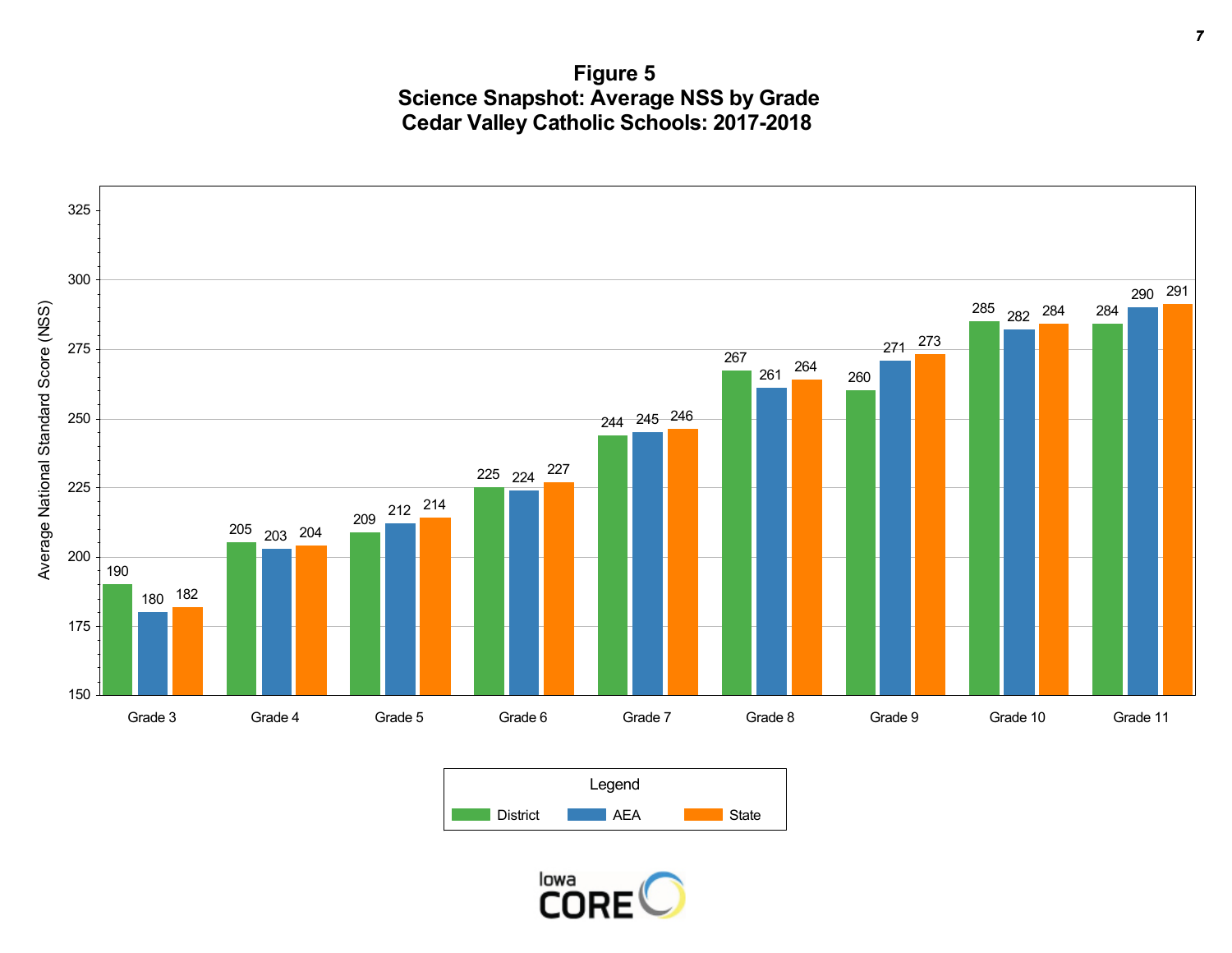## Figure 5
## Science Snapshot: Average NSS by Grade
## Cedar Valley Catholic Schools: 2017-2018

| Grade | District | AEA | State |
|---|---|---|---|
| Grade 3 | 190 | 180 | 182 |
| Grade 4 | 205 | 203 | 204 |
| Grade 5 | 209 | 212 | 214 |
| Grade 6 | 225 | 224 | 227 |
| Grade 7 | 244 | 245 | 246 |
| Grade 8 | 267 | 261 | 264 |
| Grade 9 | 260 | 271 | 273 |
| Grade 10 | 285 | 282 | 284 |
| Grade 11 | 284 | 290 | 291 |

Average National Standard Score (NSS)

Legend: District, AEA, State

Iowa CORE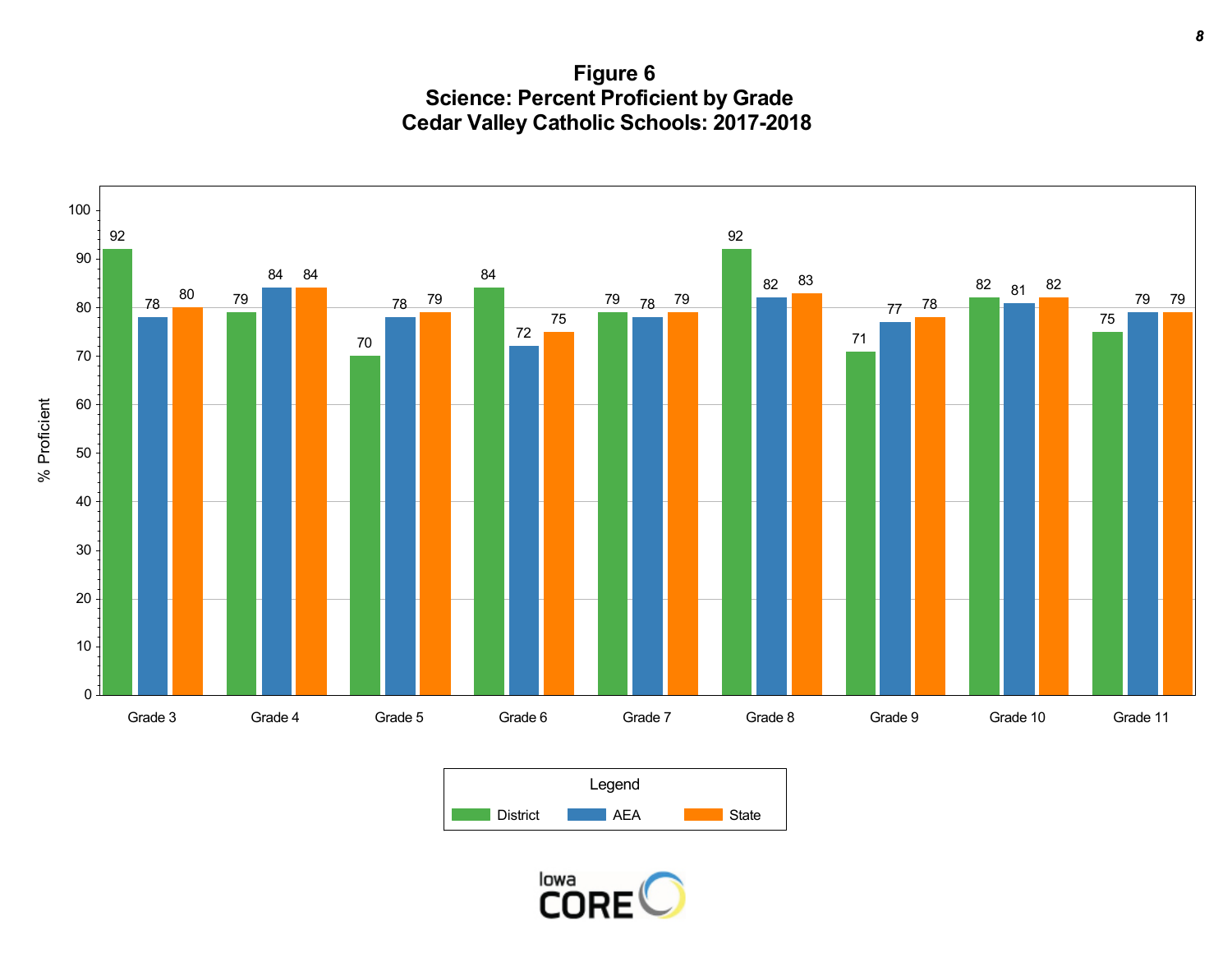# Figure 6
## Science: Percent Proficient by Grade
## Cedar Valley Catholic Schools: 2017-2018

| Grade | District | AEA | State |
|---|---|---|---|
| Grade 3 | 92 | 78 | 80 |
| Grade 4 | 79 | 84 | 84 |
| Grade 5 | 70 | 78 | 79 |
| Grade 6 | 84 | 72 | 75 |
| Grade 7 | 79 | 78 | 79 |
| Grade 8 | 92 | 82 | 83 |
| Grade 9 | 71 | 77 | 78 |
| Grade 10 | 82 | 81 | 82 |
| Grade 11 | 75 | 79 | 79 |

% Proficient

Legend: District, AEA, State

Iowa CORE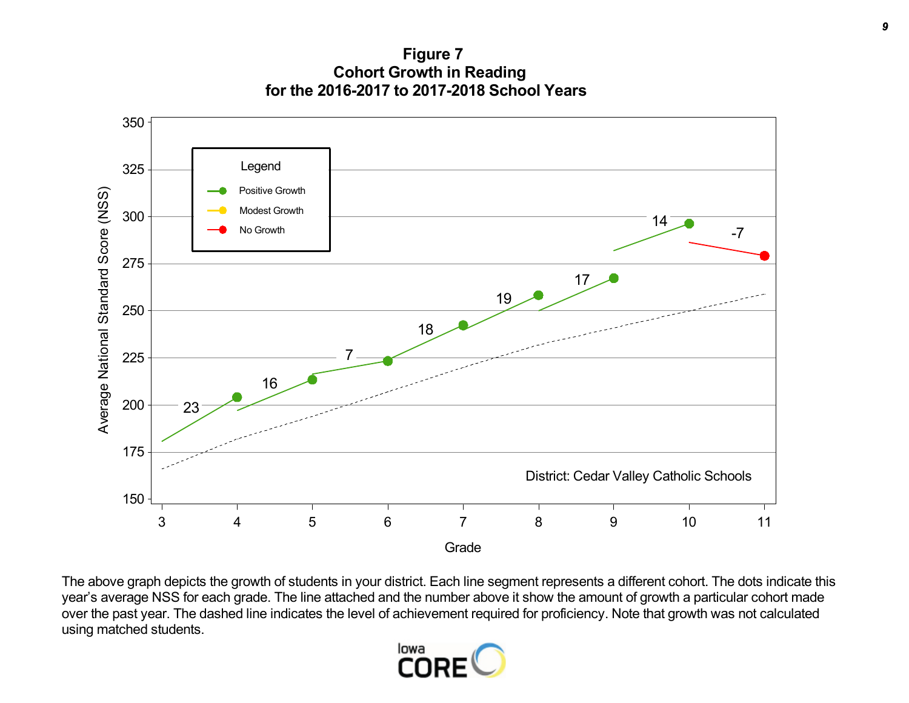# Figure 7
## Cohort Growth in Reading
## for the 2016-2017 to 2017-2018 School Years

Legend
- Positive Growth
- Modest Growth
- No Growth

District: Cedar Valley Catholic Schools

Average National Standard Score (NSS)

Grade

| Grade | 3 | 4 | 5 | 6 | 7 | 8 | 9 | 10 | 11 |
|---|---|---|---|---|---|---|---|---|---|
| Growth |  | 23 | 16 | 7 | 18 | 19 | 17 | 14 | -7 |

The above graph depicts the growth of students in your district. Each line segment represents a different cohort. The dots indicate this year's average NSS for each grade. The line attached and the number above it show the amount of growth a particular cohort made over the past year. The dashed line indicates the level of achievement required for proficiency. Note that growth was not calculated using matched students.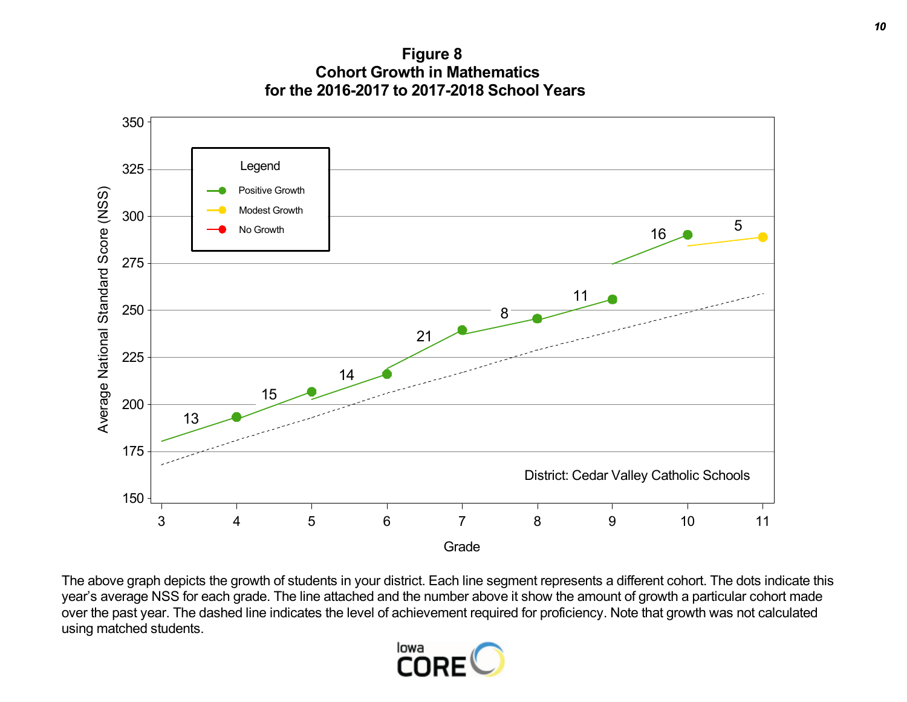# Figure 8
## Cohort Growth in Mathematics
## for the 2016-2017 to 2017-2018 School Years

Legend: Positive Growth; Modest Growth; No Growth

District: Cedar Valley Catholic Schools

| Grade | Growth |
|---|---|
| 3 to 4 | 13 |
| 4 to 5 | 15 |
| 5 to 6 | 14 |
| 6 to 7 | 21 |
| 7 to 8 | 8 |
| 8 to 9 | 11 |
| 9 to 10 | 16 |
| 10 to 11 | 5 |

The above graph depicts the growth of students in your district. Each line segment represents a different cohort. The dots indicate this year's average NSS for each grade. The line attached and the number above it show the amount of growth a particular cohort made over the past year. The dashed line indicates the level of achievement required for proficiency. Note that growth was not calculated using matched students.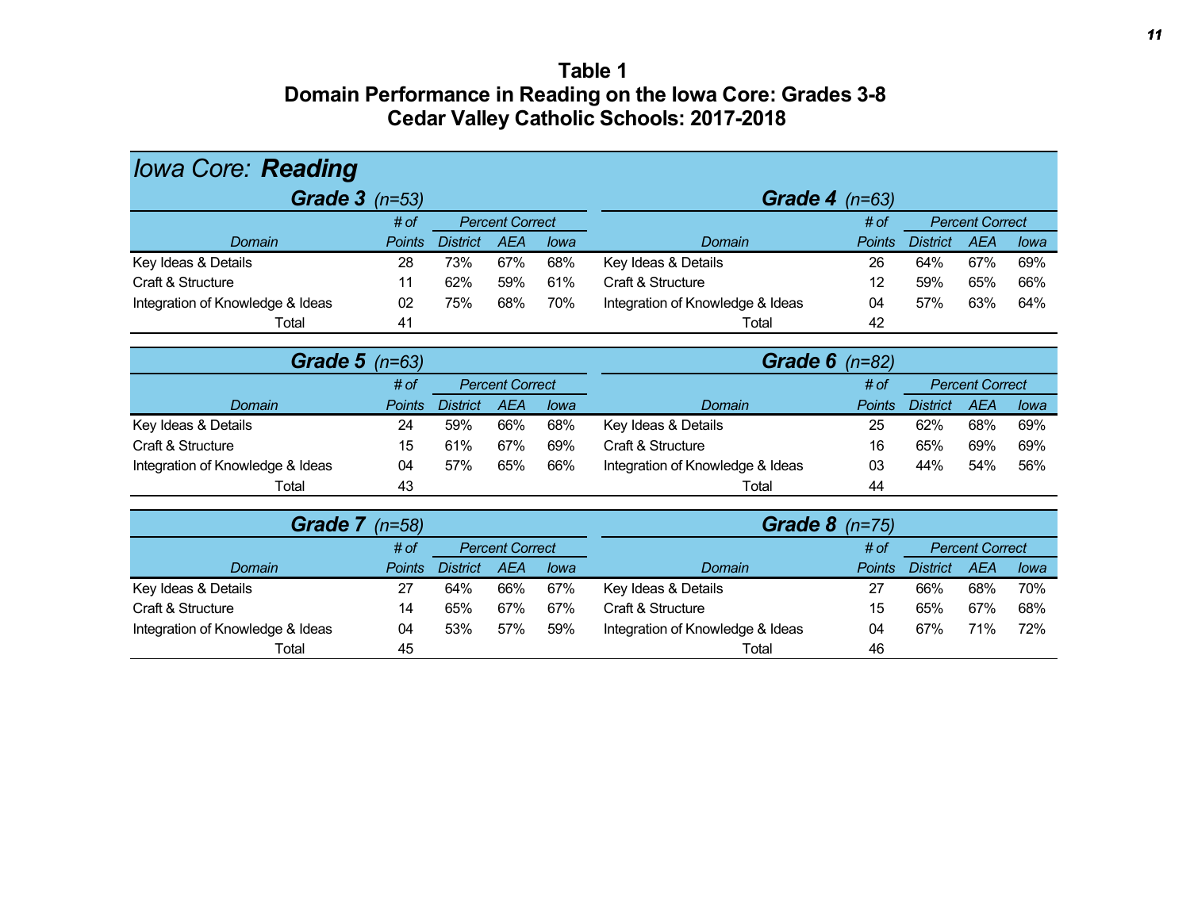# Table 1
## Domain Performance in Reading on the Iowa Core: Grades 3-8
## Cedar Valley Catholic Schools: 2017-2018

### *Iowa Core:* ***Reading***

**Grade 3** *(n=53)*

| Domain | # of Points | Percent Correct | | |
|---|---|---|---|---|
| | | District | AEA | Iowa |
| Key Ideas & Details | 28 | 73% | 67% | 68% |
| Craft & Structure | 11 | 62% | 59% | 61% |
| Integration of Knowledge & Ideas | 02 | 75% | 68% | 70% |
| Total | 41 | | | |

**Grade 4** *(n=63)*

| Domain | # of Points | Percent Correct | | |
|---|---|---|---|---|
| | | District | AEA | Iowa |
| Key Ideas & Details | 26 | 64% | 67% | 69% |
| Craft & Structure | 12 | 59% | 65% | 66% |
| Integration of Knowledge & Ideas | 04 | 57% | 63% | 64% |
| Total | 42 | | | |

**Grade 5** *(n=63)*

| Domain | # of Points | Percent Correct | | |
|---|---|---|---|---|
| | | District | AEA | Iowa |
| Key Ideas & Details | 24 | 59% | 66% | 68% |
| Craft & Structure | 15 | 61% | 67% | 69% |
| Integration of Knowledge & Ideas | 04 | 57% | 65% | 66% |
| Total | 43 | | | |

**Grade 6** *(n=82)*

| Domain | # of Points | Percent Correct | | |
|---|---|---|---|---|
| | | District | AEA | Iowa |
| Key Ideas & Details | 25 | 62% | 68% | 69% |
| Craft & Structure | 16 | 65% | 69% | 69% |
| Integration of Knowledge & Ideas | 03 | 44% | 54% | 56% |
| Total | 44 | | | |

**Grade 7** *(n=58)*

| Domain | # of Points | Percent Correct | | |
|---|---|---|---|---|
| | | District | AEA | Iowa |
| Key Ideas & Details | 27 | 64% | 66% | 67% |
| Craft & Structure | 14 | 65% | 67% | 67% |
| Integration of Knowledge & Ideas | 04 | 53% | 57% | 59% |
| Total | 45 | | | |

**Grade 8** *(n=75)*

| Domain | # of Points | Percent Correct | | |
|---|---|---|---|---|
| | | District | AEA | Iowa |
| Key Ideas & Details | 27 | 66% | 68% | 70% |
| Craft & Structure | 15 | 65% | 67% | 68% |
| Integration of Knowledge & Ideas | 04 | 67% | 71% | 72% |
| Total | 46 | | | |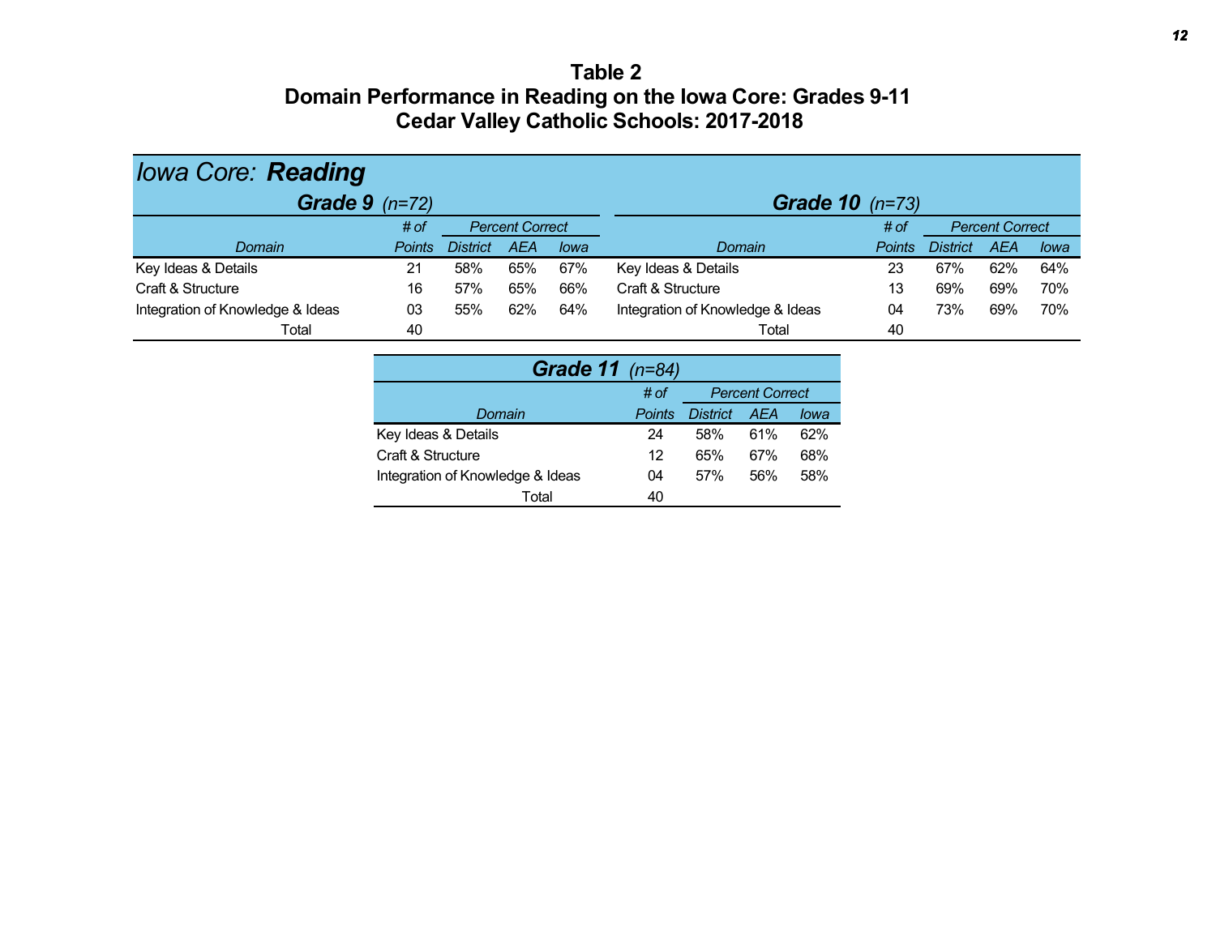# Table 2
## Domain Performance in Reading on the Iowa Core: Grades 9-11
## Cedar Valley Catholic Schools: 2017-2018

### *Iowa Core:* ***Reading***

**Grade 9** *(n=72)*

| *Domain* | *# of Points* | *Percent Correct District* | *Percent Correct AEA* | *Percent Correct Iowa* |
|---|---|---|---|---|
| Key Ideas & Details | 21 | 58% | 65% | 67% |
| Craft & Structure | 16 | 57% | 65% | 66% |
| Integration of Knowledge & Ideas | 03 | 55% | 62% | 64% |
| Total | 40 | | | |

**Grade 10** *(n=73)*

| *Domain* | *# of Points* | *Percent Correct District* | *Percent Correct AEA* | *Percent Correct Iowa* |
|---|---|---|---|---|
| Key Ideas & Details | 23 | 67% | 62% | 64% |
| Craft & Structure | 13 | 69% | 69% | 70% |
| Integration of Knowledge & Ideas | 04 | 73% | 69% | 70% |
| Total | 40 | | | |

**Grade 11** *(n=84)*

| *Domain* | *# of Points* | *Percent Correct District* | *Percent Correct AEA* | *Percent Correct Iowa* |
|---|---|---|---|---|
| Key Ideas & Details | 24 | 58% | 61% | 62% |
| Craft & Structure | 12 | 65% | 67% | 68% |
| Integration of Knowledge & Ideas | 04 | 57% | 56% | 58% |
| Total | 40 | | | |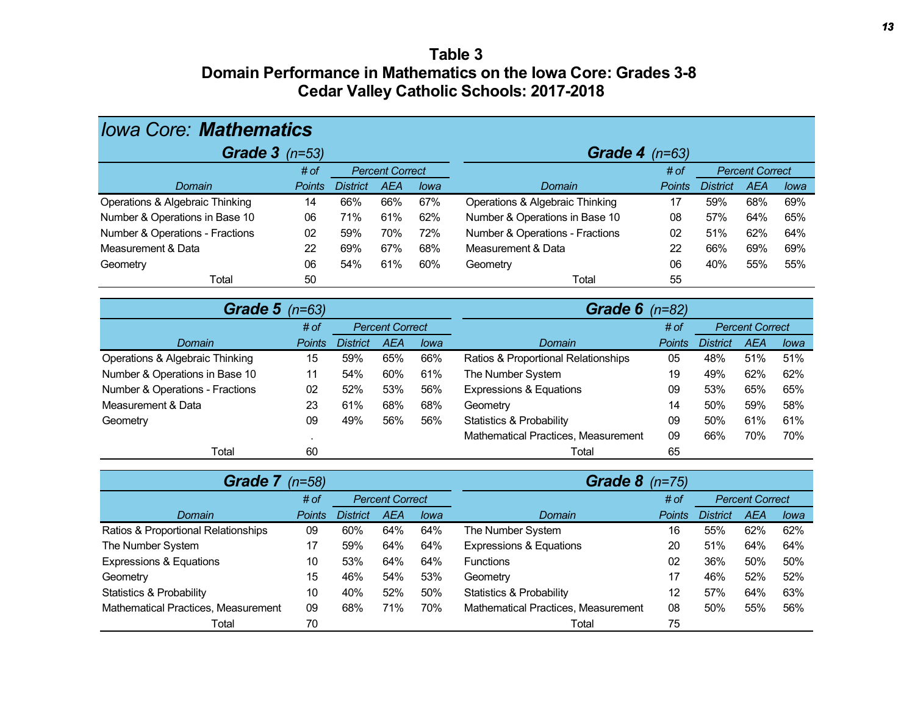# Table 3
## Domain Performance in Mathematics on the Iowa Core: Grades 3-8
## Cedar Valley Catholic Schools: 2017-2018

*Iowa Core:* ***Mathematics***

### Grade 3 (n=53)

| Domain | # of Points | Percent Correct District | AEA | Iowa |
|---|---|---|---|---|
| Operations & Algebraic Thinking | 14 | 66% | 66% | 67% |
| Number & Operations in Base 10 | 06 | 71% | 61% | 62% |
| Number & Operations - Fractions | 02 | 59% | 70% | 72% |
| Measurement & Data | 22 | 69% | 67% | 68% |
| Geometry | 06 | 54% | 61% | 60% |
| Total | 50 | | | |

### Grade 4 (n=63)

| Domain | # of Points | Percent Correct District | AEA | Iowa |
|---|---|---|---|---|
| Operations & Algebraic Thinking | 17 | 59% | 68% | 69% |
| Number & Operations in Base 10 | 08 | 57% | 64% | 65% |
| Number & Operations - Fractions | 02 | 51% | 62% | 64% |
| Measurement & Data | 22 | 66% | 69% | 69% |
| Geometry | 06 | 40% | 55% | 55% |
| Total | 55 | | | |

### Grade 5 (n=63)

| Domain | # of Points | Percent Correct District | AEA | Iowa |
|---|---|---|---|---|
| Operations & Algebraic Thinking | 15 | 59% | 65% | 66% |
| Number & Operations in Base 10 | 11 | 54% | 60% | 61% |
| Number & Operations - Fractions | 02 | 52% | 53% | 56% |
| Measurement & Data | 23 | 61% | 68% | 68% |
| Geometry | 09 | 49% | 56% | 56% |
| | . | | | |
| Total | 60 | | | |

### Grade 6 (n=82)

| Domain | # of Points | Percent Correct District | AEA | Iowa |
|---|---|---|---|---|
| Ratios & Proportional Relationships | 05 | 48% | 51% | 51% |
| The Number System | 19 | 49% | 62% | 62% |
| Expressions & Equations | 09 | 53% | 65% | 65% |
| Geometry | 14 | 50% | 59% | 58% |
| Statistics & Probability | 09 | 50% | 61% | 61% |
| Mathematical Practices, Measurement | 09 | 66% | 70% | 70% |
| Total | 65 | | | |

### Grade 7 (n=58)

| Domain | # of Points | Percent Correct District | AEA | Iowa |
|---|---|---|---|---|
| Ratios & Proportional Relationships | 09 | 60% | 64% | 64% |
| The Number System | 17 | 59% | 64% | 64% |
| Expressions & Equations | 10 | 53% | 64% | 64% |
| Geometry | 15 | 46% | 54% | 53% |
| Statistics & Probability | 10 | 40% | 52% | 50% |
| Mathematical Practices, Measurement | 09 | 68% | 71% | 70% |
| Total | 70 | | | |

### Grade 8 (n=75)

| Domain | # of Points | Percent Correct District | AEA | Iowa |
|---|---|---|---|---|
| The Number System | 16 | 55% | 62% | 62% |
| Expressions & Equations | 20 | 51% | 64% | 64% |
| Functions | 02 | 36% | 50% | 50% |
| Geometry | 17 | 46% | 52% | 52% |
| Statistics & Probability | 12 | 57% | 64% | 63% |
| Mathematical Practices, Measurement | 08 | 50% | 55% | 56% |
| Total | 75 | | | |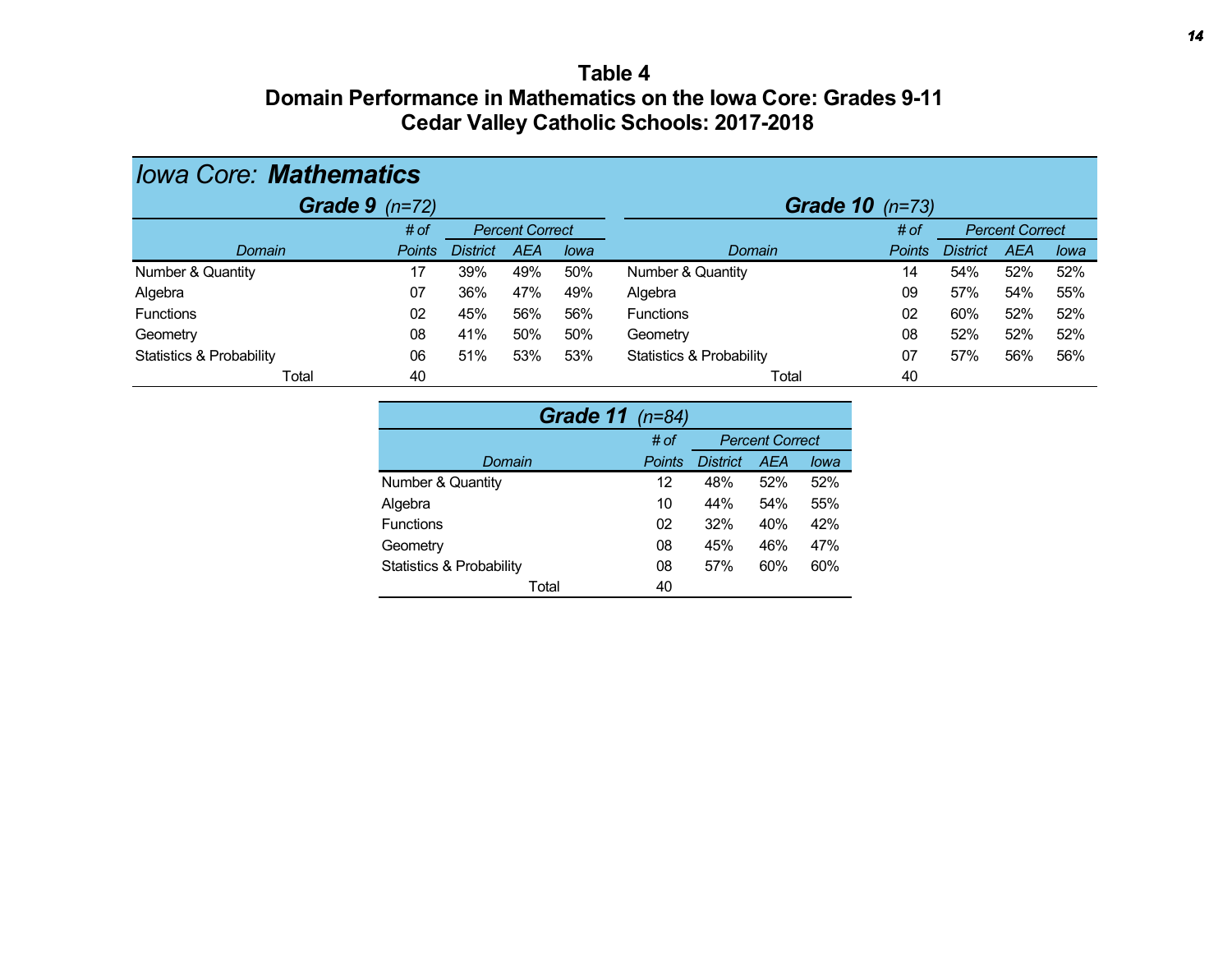# Table 4
## Domain Performance in Mathematics on the Iowa Core: Grades 9-11
## Cedar Valley Catholic Schools: 2017-2018

*Iowa Core:* ***Mathematics***

**Grade 9** *(n=72)*

| *Domain* | *# of Points* | *Percent Correct District* | *AEA* | *Iowa* |
|---|---|---|---|---|
| Number & Quantity | 17 | 39% | 49% | 50% |
| Algebra | 07 | 36% | 47% | 49% |
| Functions | 02 | 45% | 56% | 56% |
| Geometry | 08 | 41% | 50% | 50% |
| Statistics & Probability | 06 | 51% | 53% | 53% |
| Total | 40 | | | |

**Grade 10** *(n=73)*

| *Domain* | *# of Points* | *Percent Correct District* | *AEA* | *Iowa* |
|---|---|---|---|---|
| Number & Quantity | 14 | 54% | 52% | 52% |
| Algebra | 09 | 57% | 54% | 55% |
| Functions | 02 | 60% | 52% | 52% |
| Geometry | 08 | 52% | 52% | 52% |
| Statistics & Probability | 07 | 57% | 56% | 56% |
| Total | 40 | | | |

**Grade 11** *(n=84)*

| *Domain* | *# of Points* | *Percent Correct District* | *AEA* | *Iowa* |
|---|---|---|---|---|
| Number & Quantity | 12 | 48% | 52% | 52% |
| Algebra | 10 | 44% | 54% | 55% |
| Functions | 02 | 32% | 40% | 42% |
| Geometry | 08 | 45% | 46% | 47% |
| Statistics & Probability | 08 | 57% | 60% | 60% |
| Total | 40 | | | |